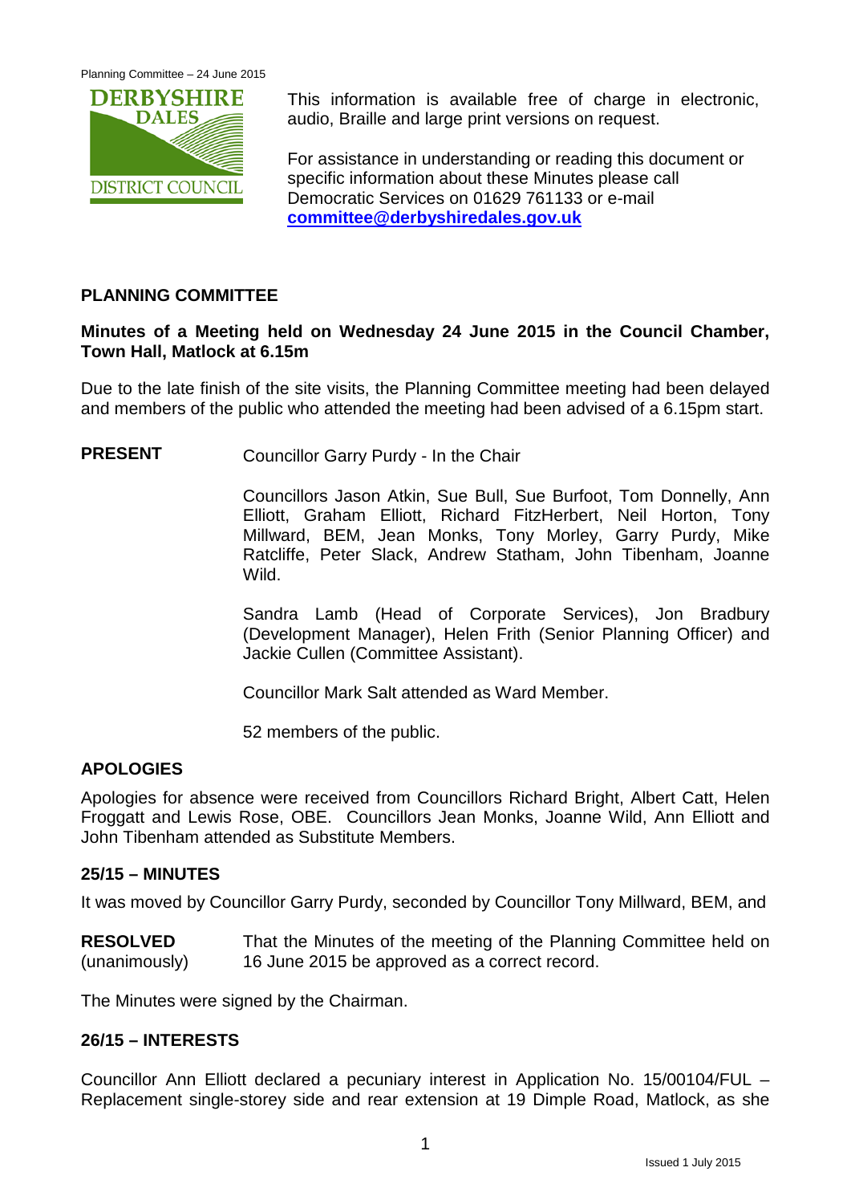This information is available free of charge in electronic, audio, Braille and large print versions on request.

For assistance in understanding or reading this document or specific information about these Minutes please call Democratic Services on 01629 761133 or e-mail **committee@derbyshiredales.gov.uk**

## PLANNING COMMITTEE

**Minutes of a Meeting held on Wednesday 24 June 2015 in the Council Chamber, Town Hall, Matlock at 6.15m**

Due to the late finish of the site visits, the Planning Committee meeting had been delayed and members of the public who attended the meeting had been advised of a 6.15pm start.

**PRESENT** Councillor Garry Purdy - In the Chair

Councillors Jason Atkin, Sue Bull, Sue Burfoot, Tom Donnelly, Ann Elliott, Graham Elliott, Richard FitzHerbert, Neil Horton, Tony Millward, BEM, Jean Monks, Tony Morley, Garry Purdy, Mike Ratcliffe, Peter Slack, Andrew Statham, John Tibenham, Joanne Wild.

Sandra Lamb (Head of Corporate Services), Jon Bradbury (Development Manager), Helen Frith (Senior Planning Officer) and Jackie Cullen (Committee Assistant).

Councillor Mark Salt attended as Ward Member.

52 members of the public.

### APOLOGIES

Apologies for absence were received from Councillors Richard Bright, Albert Catt, Helen Froggatt and Lewis Rose, OBE. Councillors Jean Monks, Joanne Wild, Ann Elliott and John Tibenham attended as Substitute Members.

### 25/15 – MINUTES

It was moved by Councillor Garry Purdy, seconded by Councillor Tony Millward, BEM, and

**RESOLVED** (unanimously) That the Minutes of the meeting of the Planning Committee held on 16 June 2015 be approved as a correct record.

The Minutes were signed by the Chairman.

### 26/15 – INTERESTS

Councillor Ann Elliott declared a pecuniary interest in Application No. 15/00104/FUL – Replacement single-storey side and rear extension at 19 Dimple Road, Matlock, as she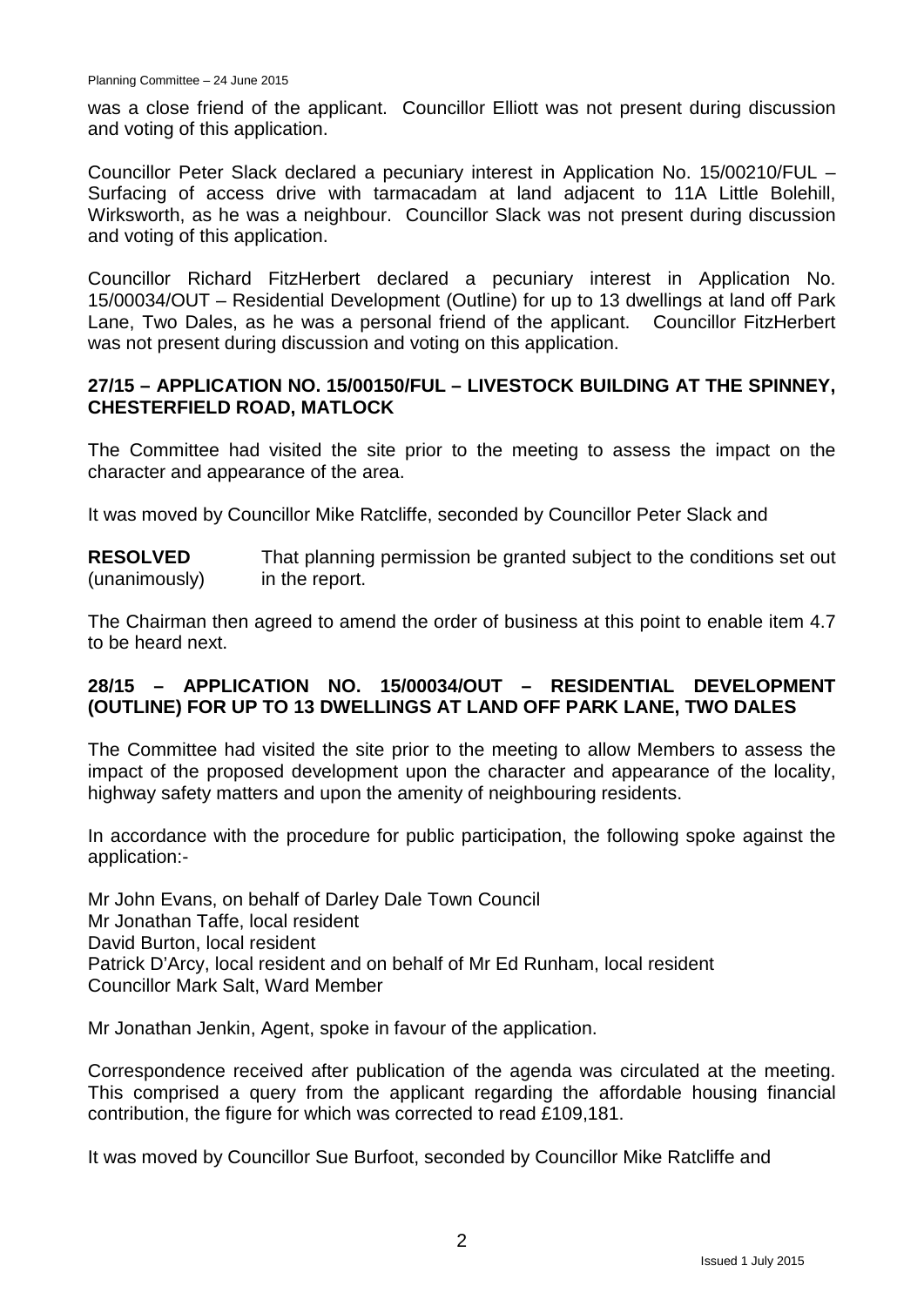was a close friend of the applicant. Councillor Elliott was not present during discussion and voting of this application.

Councillor Peter Slack declared a pecuniary interest in Application No. 15/00210/FUL – Surfacing of access drive with tarmacadam at land adjacent to 11A Little Bolehill, Wirksworth, as he was a neighbour. Councillor Slack was not present during discussion and voting of this application.

Councillor Richard FitzHerbert declared a pecuniary interest in Application No. 15/00034/OUT – Residential Development (Outline) for up to 13 dwellings at land off Park Lane, Two Dales, as he was a personal friend of the applicant. Councillor FitzHerbert was not present during discussion and voting on this application.

## 27/15 – APPLICATION NO. 15/00150/FUL – LIVESTOCK BUILDING AT THE SPINNEY, CHESTERFIELD ROAD, MATLOCK

The Committee had visited the site prior to the meeting to assess the impact on the character and appearance of the area.

It was moved by Councillor Mike Ratcliffe, seconded by Councillor Peter Slack and

**RESOLVED** (unanimously) That planning permission be granted subject to the conditions set out in the report.

The Chairman then agreed to amend the order of business at this point to enable item 4.7 to be heard next.

## 28/15 – APPLICATION NO. 15/00034/OUT – RESIDENTIAL DEVELOPMENT (OUTLINE) FOR UP TO 13 DWELLINGS AT LAND OFF PARK LANE, TWO DALES

The Committee had visited the site prior to the meeting to allow Members to assess the impact of the proposed development upon the character and appearance of the locality, highway safety matters and upon the amenity of neighbouring residents.

In accordance with the procedure for public participation, the following spoke against the application:-

Mr John Evans, on behalf of Darley Dale Town Council
Mr Jonathan Taffe, local resident
David Burton, local resident
Patrick D'Arcy, local resident and on behalf of Mr Ed Runham, local resident
Councillor Mark Salt, Ward Member

Mr Jonathan Jenkin, Agent, spoke in favour of the application.

Correspondence received after publication of the agenda was circulated at the meeting. This comprised a query from the applicant regarding the affordable housing financial contribution, the figure for which was corrected to read £109,181.

It was moved by Councillor Sue Burfoot, seconded by Councillor Mike Ratcliffe and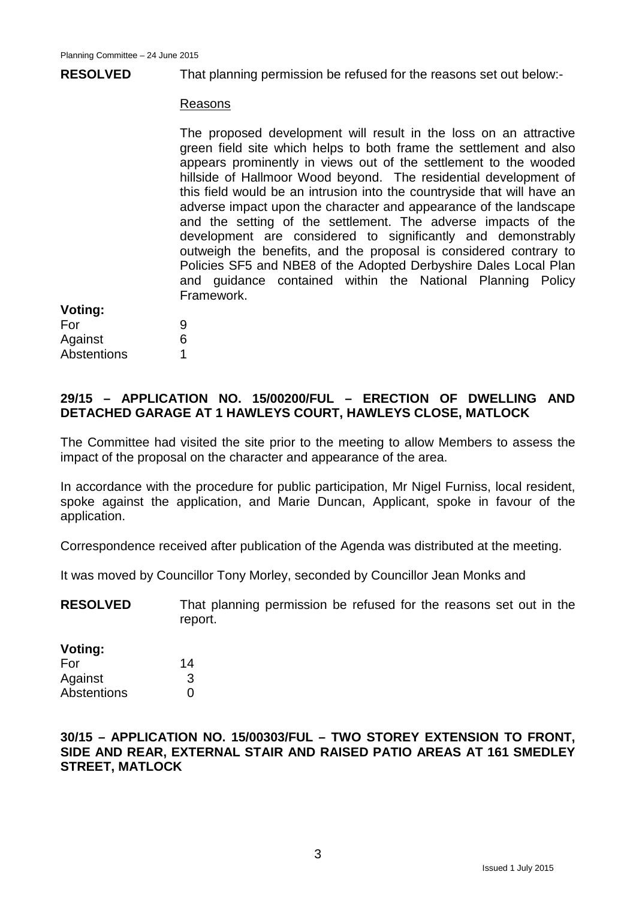**RESOLVED** That planning permission be refused for the reasons set out below:-

Reasons

The proposed development will result in the loss on an attractive green field site which helps to both frame the settlement and also appears prominently in views out of the settlement to the wooded hillside of Hallmoor Wood beyond. The residential development of this field would be an intrusion into the countryside that will have an adverse impact upon the character and appearance of the landscape and the setting of the settlement. The adverse impacts of the development are considered to significantly and demonstrably outweigh the benefits, and the proposal is considered contrary to Policies SF5 and NBE8 of the Adopted Derbyshire Dales Local Plan and guidance contained within the National Planning Policy Framework.

**Voting:**

| | |
|---|---|
| For | 9 |
| Against | 6 |
| Abstentions | 1 |

## 29/15 – APPLICATION NO. 15/00200/FUL – ERECTION OF DWELLING AND DETACHED GARAGE AT 1 HAWLEYS COURT, HAWLEYS CLOSE, MATLOCK

The Committee had visited the site prior to the meeting to allow Members to assess the impact of the proposal on the character and appearance of the area.

In accordance with the procedure for public participation, Mr Nigel Furniss, local resident, spoke against the application, and Marie Duncan, Applicant, spoke in favour of the application.

Correspondence received after publication of the Agenda was distributed at the meeting.

It was moved by Councillor Tony Morley, seconded by Councillor Jean Monks and

**RESOLVED** That planning permission be refused for the reasons set out in the report.

**Voting:**

| | |
|---|---|
| For | 14 |
| Against | 3 |
| Abstentions | 0 |

## 30/15 – APPLICATION NO. 15/00303/FUL – TWO STOREY EXTENSION TO FRONT, SIDE AND REAR, EXTERNAL STAIR AND RAISED PATIO AREAS AT 161 SMEDLEY STREET, MATLOCK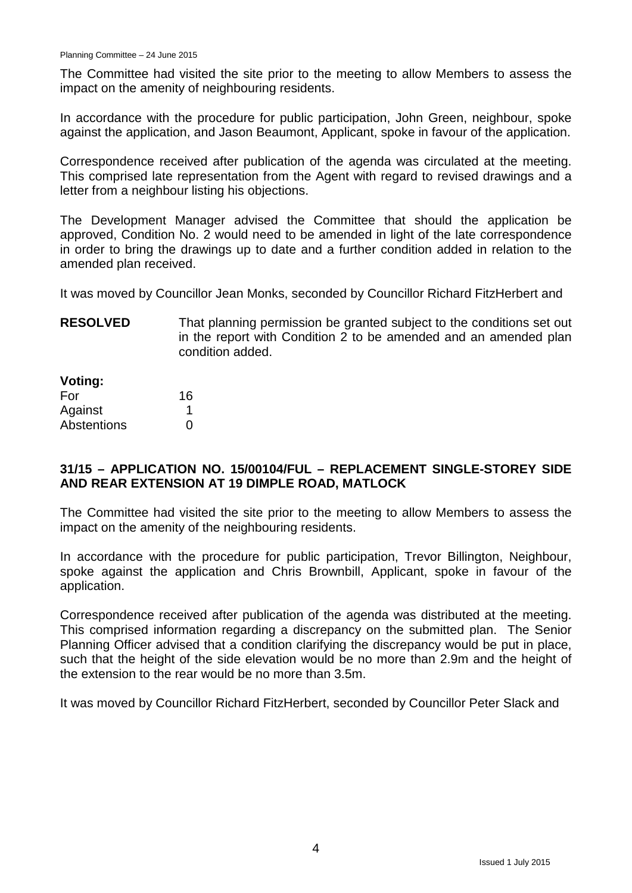The Committee had visited the site prior to the meeting to allow Members to assess the impact on the amenity of neighbouring residents.

In accordance with the procedure for public participation, John Green, neighbour, spoke against the application, and Jason Beaumont, Applicant, spoke in favour of the application.

Correspondence received after publication of the agenda was circulated at the meeting. This comprised late representation from the Agent with regard to revised drawings and a letter from a neighbour listing his objections.

The Development Manager advised the Committee that should the application be approved, Condition No. 2 would need to be amended in light of the late correspondence in order to bring the drawings up to date and a further condition added in relation to the amended plan received.

It was moved by Councillor Jean Monks, seconded by Councillor Richard FitzHerbert and

**RESOLVED** That planning permission be granted subject to the conditions set out in the report with Condition 2 to be amended and an amended plan condition added.

**Voting:**

| | |
|---|---|
| For | 16 |
| Against | 1 |
| Abstentions | 0 |

## 31/15 – APPLICATION NO. 15/00104/FUL – REPLACEMENT SINGLE-STOREY SIDE AND REAR EXTENSION AT 19 DIMPLE ROAD, MATLOCK

The Committee had visited the site prior to the meeting to allow Members to assess the impact on the amenity of the neighbouring residents.

In accordance with the procedure for public participation, Trevor Billington, Neighbour, spoke against the application and Chris Brownbill, Applicant, spoke in favour of the application.

Correspondence received after publication of the agenda was distributed at the meeting. This comprised information regarding a discrepancy on the submitted plan. The Senior Planning Officer advised that a condition clarifying the discrepancy would be put in place, such that the height of the side elevation would be no more than 2.9m and the height of the extension to the rear would be no more than 3.5m.

It was moved by Councillor Richard FitzHerbert, seconded by Councillor Peter Slack and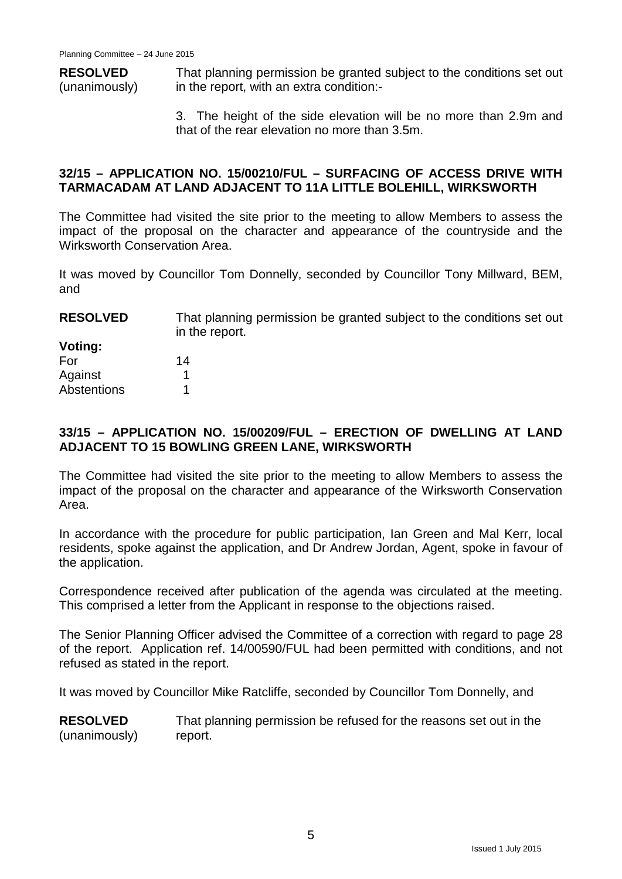**RESOLVED** (unanimously) That planning permission be granted subject to the conditions set out in the report, with an extra condition:-

3. The height of the side elevation will be no more than 2.9m and that of the rear elevation no more than 3.5m.

## 32/15 – APPLICATION NO. 15/00210/FUL – SURFACING OF ACCESS DRIVE WITH TARMACADAM AT LAND ADJACENT TO 11A LITTLE BOLEHILL, WIRKSWORTH

The Committee had visited the site prior to the meeting to allow Members to assess the impact of the proposal on the character and appearance of the countryside and the Wirksworth Conservation Area.

It was moved by Councillor Tom Donnelly, seconded by Councillor Tony Millward, BEM, and

**RESOLVED** That planning permission be granted subject to the conditions set out in the report.

**Voting:**

| | |
|---|---|
| For | 14 |
| Against | 1 |
| Abstentions | 1 |

## 33/15 – APPLICATION NO. 15/00209/FUL – ERECTION OF DWELLING AT LAND ADJACENT TO 15 BOWLING GREEN LANE, WIRKSWORTH

The Committee had visited the site prior to the meeting to allow Members to assess the impact of the proposal on the character and appearance of the Wirksworth Conservation Area.

In accordance with the procedure for public participation, Ian Green and Mal Kerr, local residents, spoke against the application, and Dr Andrew Jordan, Agent, spoke in favour of the application.

Correspondence received after publication of the agenda was circulated at the meeting. This comprised a letter from the Applicant in response to the objections raised.

The Senior Planning Officer advised the Committee of a correction with regard to page 28 of the report. Application ref. 14/00590/FUL had been permitted with conditions, and not refused as stated in the report.

It was moved by Councillor Mike Ratcliffe, seconded by Councillor Tom Donnelly, and

**RESOLVED** (unanimously) That planning permission be refused for the reasons set out in the report.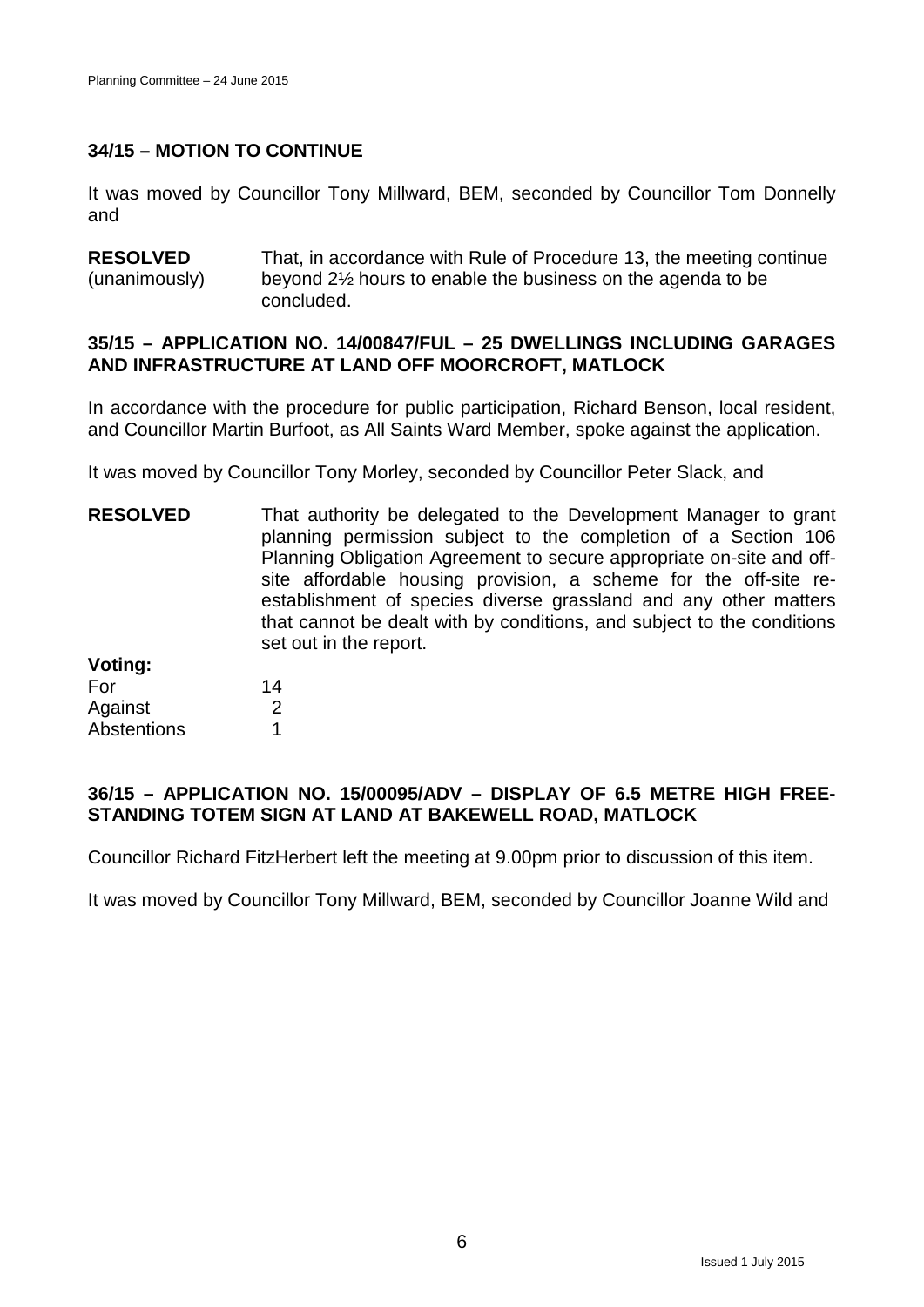### 34/15 – MOTION TO CONTINUE

It was moved by Councillor Tony Millward, BEM, seconded by Councillor Tom Donnelly and

**RESOLVED** (unanimously) That, in accordance with Rule of Procedure 13, the meeting continue beyond 2½ hours to enable the business on the agenda to be concluded.

### 35/15 – APPLICATION NO. 14/00847/FUL – 25 DWELLINGS INCLUDING GARAGES AND INFRASTRUCTURE AT LAND OFF MOORCROFT, MATLOCK

In accordance with the procedure for public participation, Richard Benson, local resident, and Councillor Martin Burfoot, as All Saints Ward Member, spoke against the application.

It was moved by Councillor Tony Morley, seconded by Councillor Peter Slack, and

**RESOLVED** That authority be delegated to the Development Manager to grant planning permission subject to the completion of a Section 106 Planning Obligation Agreement to secure appropriate on-site and off-site affordable housing provision, a scheme for the off-site re-establishment of species diverse grassland and any other matters that cannot be dealt with by conditions, and subject to the conditions set out in the report.

**Voting:**

| | |
|---|---|
| For | 14 |
| Against | 2 |
| Abstentions | 1 |

### 36/15 – APPLICATION NO. 15/00095/ADV – DISPLAY OF 6.5 METRE HIGH FREE-STANDING TOTEM SIGN AT LAND AT BAKEWELL ROAD, MATLOCK

Councillor Richard FitzHerbert left the meeting at 9.00pm prior to discussion of this item.

It was moved by Councillor Tony Millward, BEM, seconded by Councillor Joanne Wild and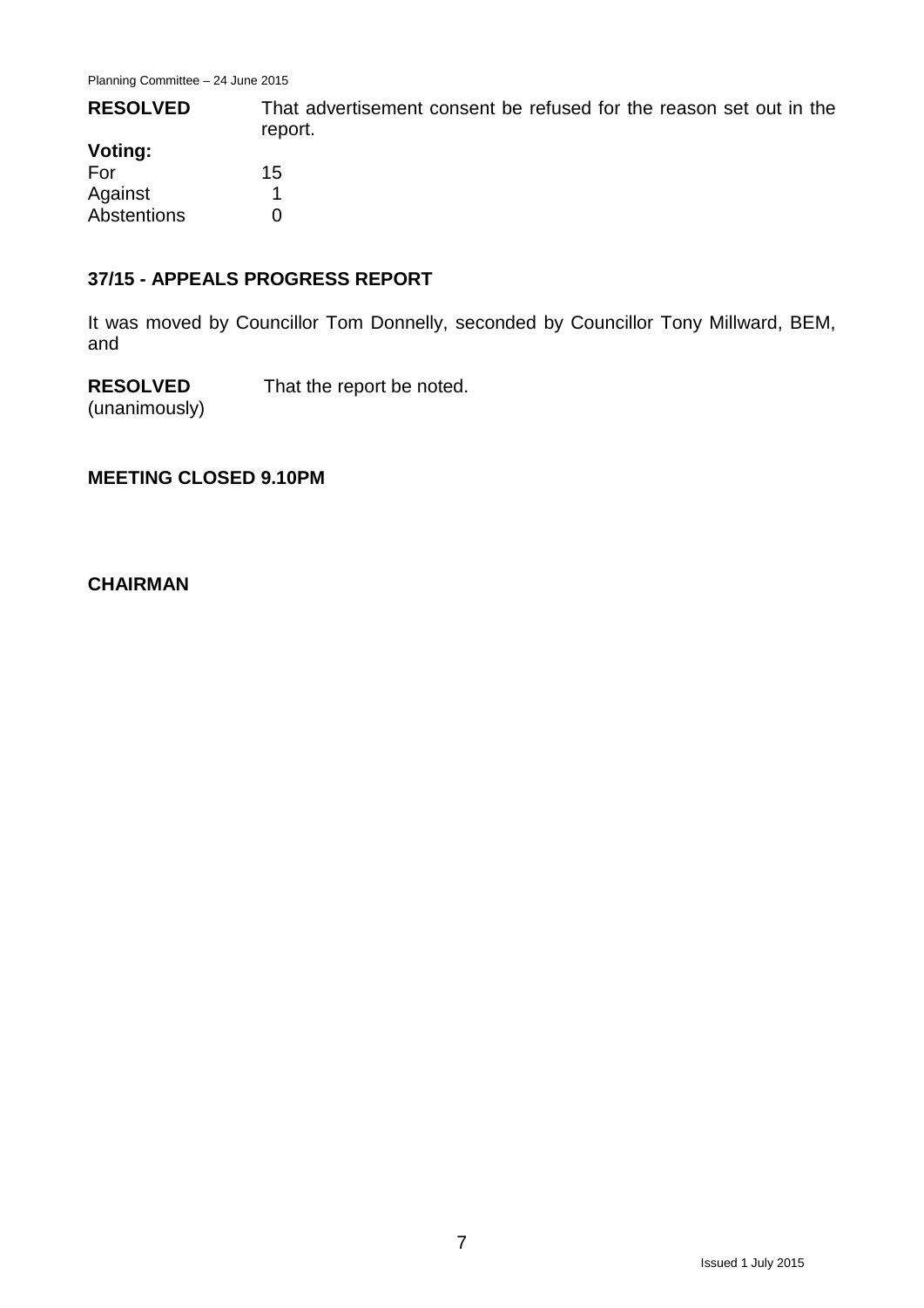**RESOLVED** That advertisement consent be refused for the reason set out in the report.

**Voting:**

| | |
|---|---|
| For | 15 |
| Against | 1 |
| Abstentions | 0 |

**37/15 - APPEALS PROGRESS REPORT**

It was moved by Councillor Tom Donnelly, seconded by Councillor Tony Millward, BEM, and

**RESOLVED** (unanimously) That the report be noted.

**MEETING CLOSED 9.10PM**

**CHAIRMAN**

Issued 1 July 2015